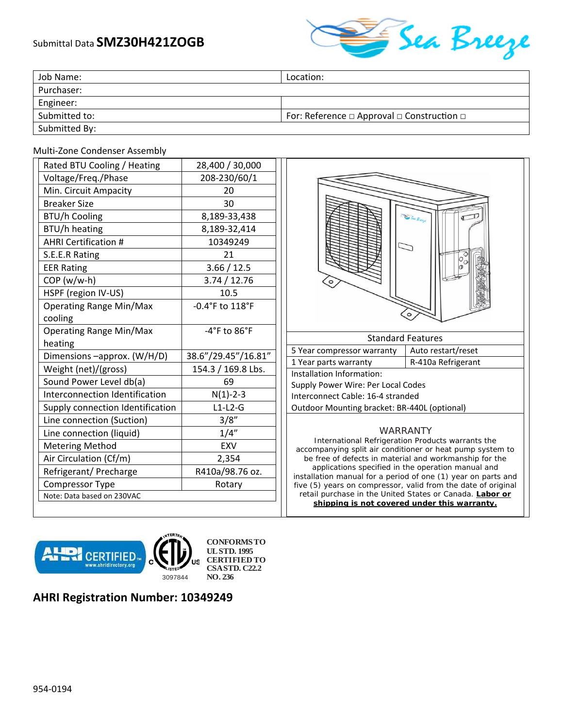Submittal Data **SMZ30H421ZOGB**

Sea Breeze

| Job Name: | Location: |
|---|---|
| Purchaser: | |
| Engineer: | |
| Submitted to: | For: Reference □ Approval □ Construction □ |
| Submitted By: | |

Multi-Zone Condenser Assembly

| | |
|---|---|
| Rated BTU Cooling / Heating | 28,400 / 30,000 |
| Voltage/Freq./Phase | 208-230/60/1 |
| Min. Circuit Ampacity | 20 |
| Breaker Size | 30 |
| BTU/h Cooling | 8,189-33,438 |
| BTU/h heating | 8,189-32,414 |
| AHRI Certification # | 10349249 |
| S.E.E.R Rating | 21 |
| EER Rating | 3.66 / 12.5 |
| COP (w/w-h) | 3.74 / 12.76 |
| HSPF (region IV-US) | 10.5 |
| Operating Range Min/Max cooling | -0.4°F to 118°F |
| Operating Range Min/Max heating | -4°F to 86°F |
| Dimensions –approx. (W/H/D) | 38.6"/29.45"/16.81" |
| Weight (net)/(gross) | 154.3 / 169.8 Lbs. |
| Sound Power Level db(a) | 69 |
| Interconnection Identification | N(1)-2-3 |
| Supply connection Identification | L1-L2-G |
| Line connection (Suction) | 3/8" |
| Line connection (liquid) | 1/4" |
| Metering Method | EXV |
| Air Circulation (Cf/m) | 2,354 |
| Refrigerant/ Precharge | R410a/98.76 oz. |
| Compressor Type | Rotary |
| Note: Data based on 230VAC | |

| Standard Features | |
|---|---|
| 5 Year compressor warranty | Auto restart/reset |
| 1 Year parts warranty | R-410a Refrigerant |

Installation Information:
Supply Power Wire: Per Local Codes
Interconnect Cable: 16-4 stranded
Outdoor Mounting bracket: BR-440L (optional)

WARRANTY

International Refrigeration Products warrants the accompanying split air conditioner or heat pump system to be free of defects in material and workmanship for the applications specified in the operation manual and installation manual for a period of one (1) year on parts and five (5) years on compressor, valid from the date of original retail purchase in the United States or Canada. **Labor or shipping is not covered under this warranty.**

AHRI CERTIFIED™ www.ahridirectory.org

ETL Listed c US 3097844

CONFORMS TO UL STD. 1995
CERTIFIED TO CSA STD. C22.2 NO. 236

## AHRI Registration Number: 10349249

954-0194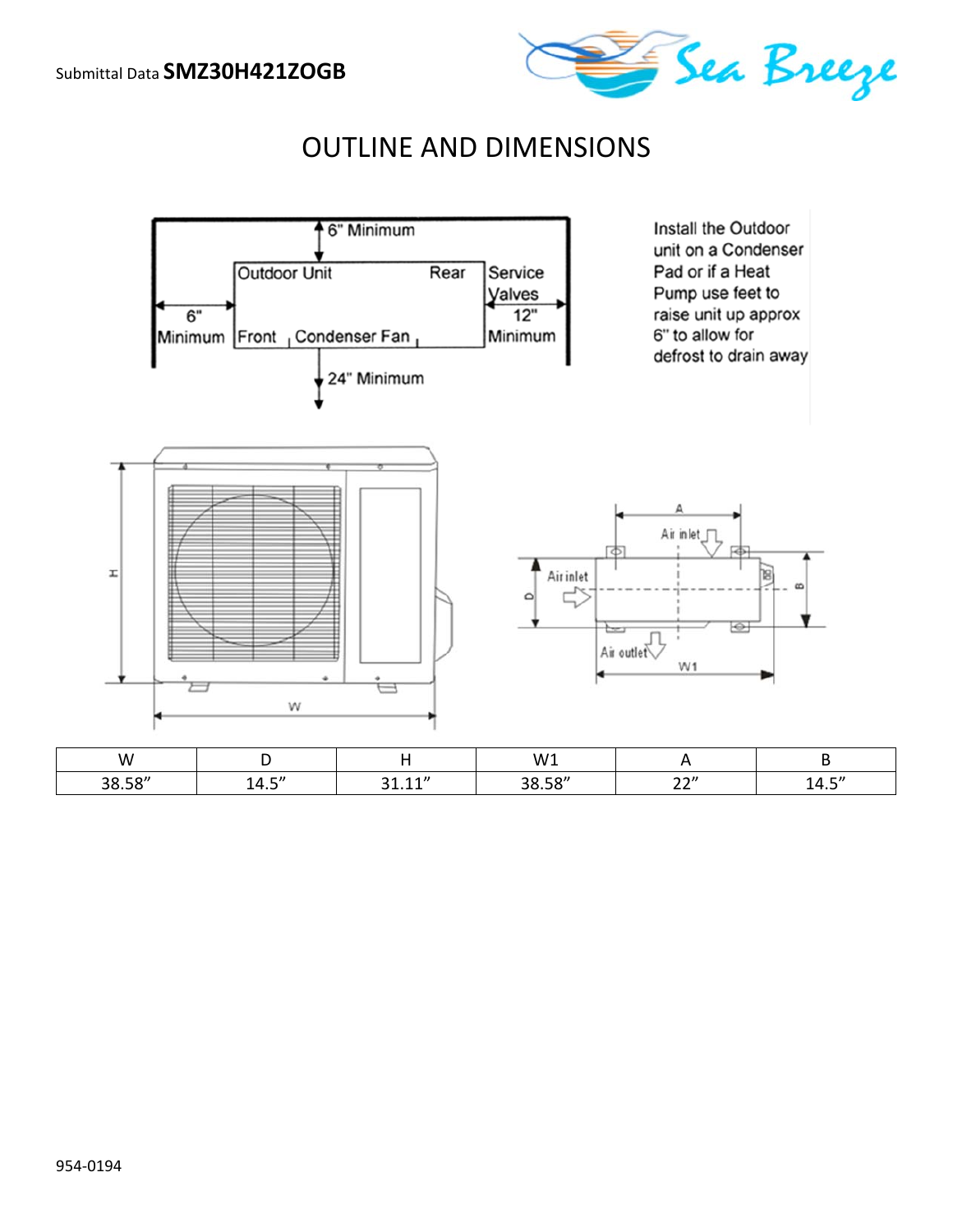Submittal Data **SMZ30H421ZOGB**

# OUTLINE AND DIMENSIONS

6" Minimum

Outdoor Unit

Rear

Service Valves

6" Minimum

Front

Condenser Fan

12" Minimum

24" Minimum

Install the Outdoor unit on a Condenser Pad or if a Heat Pump use feet to raise unit up approx 6" to allow for defrost to drain away

H

W

A

Air inlet

Air inlet

D

B

Air outlet

W1

| W | D | H | W1 | A | B |
|---|---|---|---|---|---|
| 38.58” | 14.5” | 31.11” | 38.58” | 22” | 14.5” |

954-0194